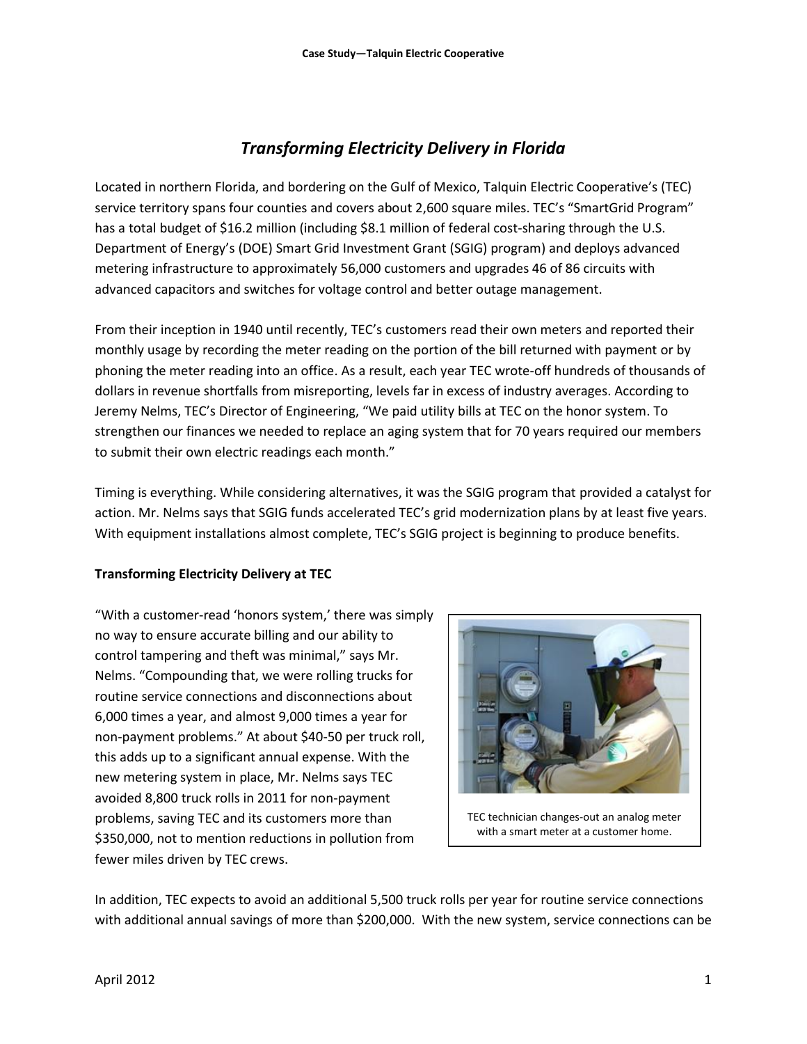# *Transforming Electricity Delivery in Florida*

Located in northern Florida, and bordering on the Gulf of Mexico, Talquin Electric Cooperative's (TEC) service territory spans four counties and covers about 2,600 square miles. TEC's "SmartGrid Program" has a total budget of $16.2 million (including $8.1 million of federal cost-sharing through the U.S. Department of Energy's (DOE) Smart Grid Investment Grant (SGIG) program) and deploys advanced metering infrastructure to approximately 56,000 customers and upgrades 46 of 86 circuits with advanced capacitors and switches for voltage control and better outage management.

From their inception in 1940 until recently, TEC's customers read their own meters and reported their monthly usage by recording the meter reading on the portion of the bill returned with payment or by phoning the meter reading into an office. As a result, each year TEC wrote-off hundreds of thousands of dollars in revenue shortfalls from misreporting, levels far in excess of industry averages. According to Jeremy Nelms, TEC's Director of Engineering, "We paid utility bills at TEC on the honor system. To strengthen our finances we needed to replace an aging system that for 70 years required our members to submit their own electric readings each month."

Timing is everything. While considering alternatives, it was the SGIG program that provided a catalyst for action. Mr. Nelms says that SGIG funds accelerated TEC's grid modernization plans by at least five years. With equipment installations almost complete, TEC's SGIG project is beginning to produce benefits.

## Transforming Electricity Delivery at TEC

"With a customer-read 'honors system,' there was simply no way to ensure accurate billing and our ability to control tampering and theft was minimal," says Mr. Nelms. "Compounding that, we were rolling trucks for routine service connections and disconnections about 6,000 times a year, and almost 9,000 times a year for non-payment problems." At about $40-50 per truck roll, this adds up to a significant annual expense. With the new metering system in place, Mr. Nelms says TEC avoided 8,800 truck rolls in 2011 for non-payment problems, saving TEC and its customers more than $350,000, not to mention reductions in pollution from fewer miles driven by TEC crews.

TEC technician changes-out an analog meter with a smart meter at a customer home.

In addition, TEC expects to avoid an additional 5,500 truck rolls per year for routine service connections with additional annual savings of more than $200,000. With the new system, service connections can be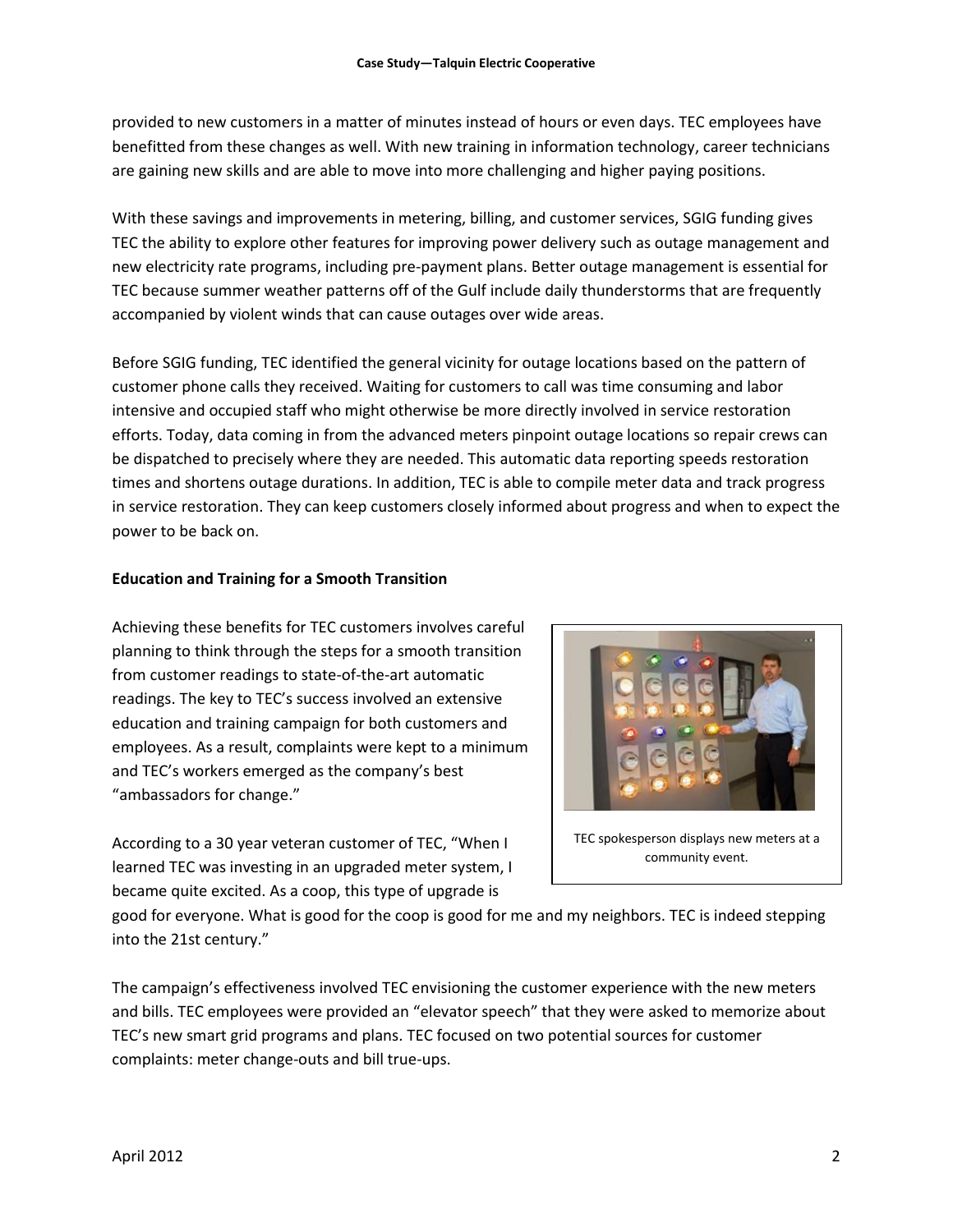provided to new customers in a matter of minutes instead of hours or even days. TEC employees have benefitted from these changes as well. With new training in information technology, career technicians are gaining new skills and are able to move into more challenging and higher paying positions.

With these savings and improvements in metering, billing, and customer services, SGIG funding gives TEC the ability to explore other features for improving power delivery such as outage management and new electricity rate programs, including pre-payment plans. Better outage management is essential for TEC because summer weather patterns off of the Gulf include daily thunderstorms that are frequently accompanied by violent winds that can cause outages over wide areas.

Before SGIG funding, TEC identified the general vicinity for outage locations based on the pattern of customer phone calls they received. Waiting for customers to call was time consuming and labor intensive and occupied staff who might otherwise be more directly involved in service restoration efforts. Today, data coming in from the advanced meters pinpoint outage locations so repair crews can be dispatched to precisely where they are needed. This automatic data reporting speeds restoration times and shortens outage durations. In addition, TEC is able to compile meter data and track progress in service restoration. They can keep customers closely informed about progress and when to expect the power to be back on.

**Education and Training for a Smooth Transition**

Achieving these benefits for TEC customers involves careful planning to think through the steps for a smooth transition from customer readings to state-of-the-art automatic readings. The key to TEC's success involved an extensive education and training campaign for both customers and employees. As a result, complaints were kept to a minimum and TEC's workers emerged as the company's best "ambassadors for change."

TEC spokesperson displays new meters at a community event.

According to a 30 year veteran customer of TEC, "When I learned TEC was investing in an upgraded meter system, I became quite excited. As a coop, this type of upgrade is good for everyone. What is good for the coop is good for me and my neighbors. TEC is indeed stepping into the 21st century."

The campaign's effectiveness involved TEC envisioning the customer experience with the new meters and bills. TEC employees were provided an "elevator speech" that they were asked to memorize about TEC's new smart grid programs and plans. TEC focused on two potential sources for customer complaints: meter change-outs and bill true-ups.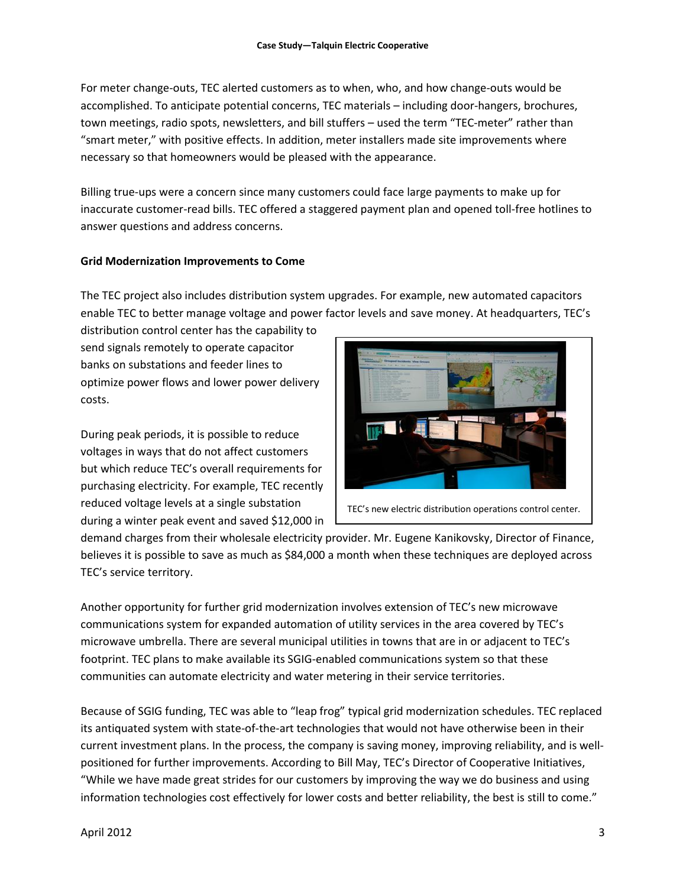For meter change-outs, TEC alerted customers as to when, who, and how change-outs would be accomplished. To anticipate potential concerns, TEC materials – including door-hangers, brochures, town meetings, radio spots, newsletters, and bill stuffers – used the term “TEC-meter” rather than “smart meter,” with positive effects. In addition, meter installers made site improvements where necessary so that homeowners would be pleased with the appearance.

Billing true-ups were a concern since many customers could face large payments to make up for inaccurate customer-read bills. TEC offered a staggered payment plan and opened toll-free hotlines to answer questions and address concerns.

**Grid Modernization Improvements to Come**

The TEC project also includes distribution system upgrades. For example, new automated capacitors enable TEC to better manage voltage and power factor levels and save money. At headquarters, TEC’s distribution control center has the capability to send signals remotely to operate capacitor banks on substations and feeder lines to optimize power flows and lower power delivery costs.

TEC’s new electric distribution operations control center.

During peak periods, it is possible to reduce voltages in ways that do not affect customers but which reduce TEC’s overall requirements for purchasing electricity. For example, TEC recently reduced voltage levels at a single substation during a winter peak event and saved $12,000 in demand charges from their wholesale electricity provider. Mr. Eugene Kanikovsky, Director of Finance, believes it is possible to save as much as $84,000 a month when these techniques are deployed across TEC’s service territory.

Another opportunity for further grid modernization involves extension of TEC’s new microwave communications system for expanded automation of utility services in the area covered by TEC’s microwave umbrella. There are several municipal utilities in towns that are in or adjacent to TEC’s footprint. TEC plans to make available its SGIG-enabled communications system so that these communities can automate electricity and water metering in their service territories.

Because of SGIG funding, TEC was able to “leap frog” typical grid modernization schedules. TEC replaced its antiquated system with state-of-the-art technologies that would not have otherwise been in their current investment plans. In the process, the company is saving money, improving reliability, and is well-positioned for further improvements. According to Bill May, TEC’s Director of Cooperative Initiatives, “While we have made great strides for our customers by improving the way we do business and using information technologies cost effectively for lower costs and better reliability, the best is still to come.”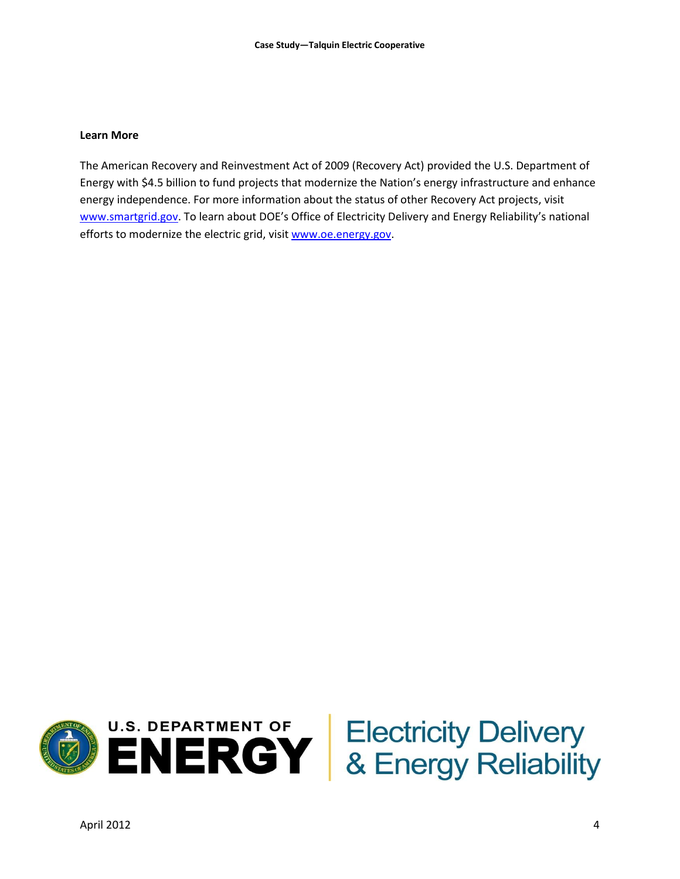**Learn More**

The American Recovery and Reinvestment Act of 2009 (Recovery Act) provided the U.S. Department of Energy with $4.5 billion to fund projects that modernize the Nation's energy infrastructure and enhance energy independence. For more information about the status of other Recovery Act projects, visit www.smartgrid.gov. To learn about DOE's Office of Electricity Delivery and Energy Reliability's national efforts to modernize the electric grid, visit www.oe.energy.gov.

U.S. DEPARTMENT OF ENERGY | Electricity Delivery & Energy Reliability

April 2012